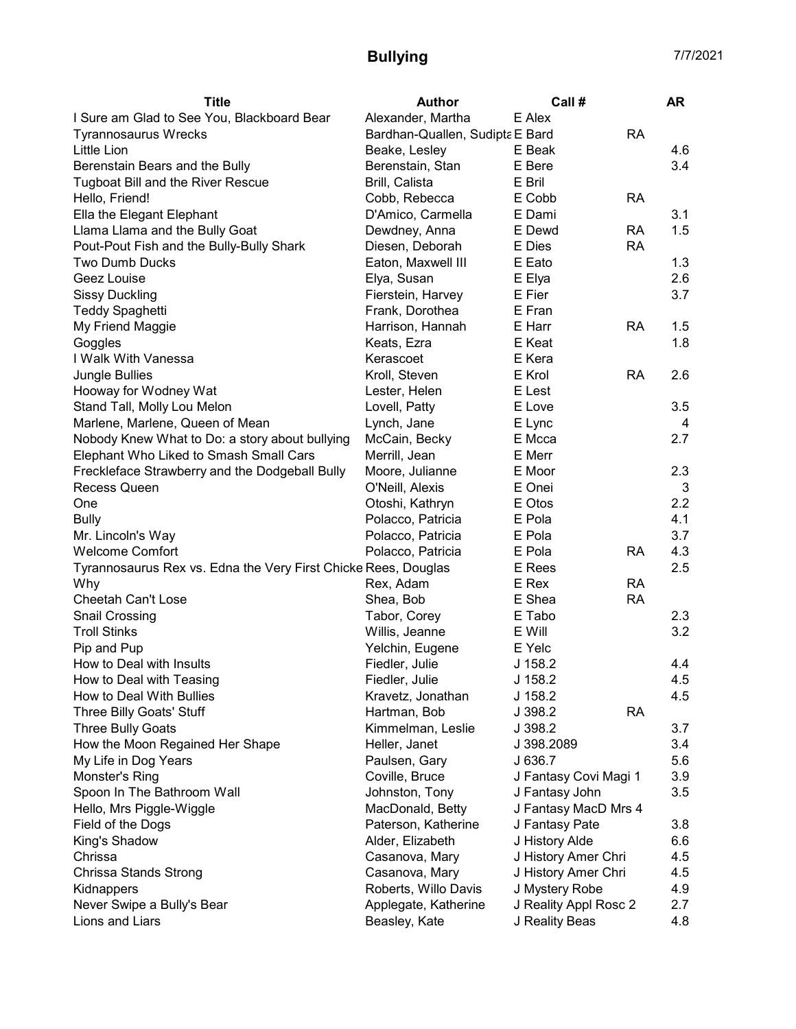# Bullying

7/7/2021

| Title | Author | Call # | | AR |
|---|---|---|---|---|
| I Sure am Glad to See You, Blackboard Bear | Alexander, Martha | E Alex | | |
| Tyrannosaurus Wrecks | Bardhan-Quallen, Sudipta | E Bard | RA | |
| Little Lion | Beake, Lesley | E Beak | | 4.6 |
| Berenstain Bears and the Bully | Berenstain, Stan | E Bere | | 3.4 |
| Tugboat Bill and the River Rescue | Brill, Calista | E Bril | | |
| Hello, Friend! | Cobb, Rebecca | E Cobb | RA | |
| Ella the Elegant Elephant | D'Amico, Carmella | E Dami | | 3.1 |
| Llama Llama and the Bully Goat | Dewdney, Anna | E Dewd | RA | 1.5 |
| Pout-Pout Fish and the Bully-Bully Shark | Diesen, Deborah | E Dies | RA | |
| Two Dumb Ducks | Eaton, Maxwell III | E Eato | | 1.3 |
| Geez Louise | Elya, Susan | E Elya | | 2.6 |
| Sissy Duckling | Fierstein, Harvey | E Fier | | 3.7 |
| Teddy Spaghetti | Frank, Dorothea | E Fran | | |
| My Friend Maggie | Harrison, Hannah | E Harr | RA | 1.5 |
| Goggles | Keats, Ezra | E Keat | | 1.8 |
| I Walk With Vanessa | Kerascoet | E Kera | | |
| Jungle Bullies | Kroll, Steven | E Krol | RA | 2.6 |
| Hooway for Wodney Wat | Lester, Helen | E Lest | | |
| Stand Tall, Molly Lou Melon | Lovell, Patty | E Love | | 3.5 |
| Marlene, Marlene, Queen of Mean | Lynch, Jane | E Lync | | 4 |
| Nobody Knew What to Do: a story about bullying | McCain, Becky | E Mcca | | 2.7 |
| Elephant Who Liked to Smash Small Cars | Merrill, Jean | E Merr | | |
| Freckleface Strawberry and the Dodgeball Bully | Moore, Julianne | E Moor | | 2.3 |
| Recess Queen | O'Neill, Alexis | E Onei | | 3 |
| One | Otoshi, Kathryn | E Otos | | 2.2 |
| Bully | Polacco, Patricia | E Pola | | 4.1 |
| Mr. Lincoln's Way | Polacco, Patricia | E Pola | | 3.7 |
| Welcome Comfort | Polacco, Patricia | E Pola | RA | 4.3 |
| Tyrannosaurus Rex vs. Edna the Very First Chicke | Rees, Douglas | E Rees | | 2.5 |
| Why | Rex, Adam | E Rex | RA | |
| Cheetah Can't Lose | Shea, Bob | E Shea | RA | |
| Snail Crossing | Tabor, Corey | E Tabo | | 2.3 |
| Troll Stinks | Willis, Jeanne | E Will | | 3.2 |
| Pip and Pup | Yelchin, Eugene | E Yelc | | |
| How to Deal with Insults | Fiedler, Julie | J 158.2 | | 4.4 |
| How to Deal with Teasing | Fiedler, Julie | J 158.2 | | 4.5 |
| How to Deal With Bullies | Kravetz, Jonathan | J 158.2 | | 4.5 |
| Three Billy Goats' Stuff | Hartman, Bob | J 398.2 | RA | |
| Three Bully Goats | Kimmelman, Leslie | J 398.2 | | 3.7 |
| How the Moon Regained Her Shape | Heller, Janet | J 398.2089 | | 3.4 |
| My Life in Dog Years | Paulsen, Gary | J 636.7 | | 5.6 |
| Monster's Ring | Coville, Bruce | J Fantasy Covi Magi 1 | | 3.9 |
| Spoon In The Bathroom Wall | Johnston, Tony | J Fantasy John | | 3.5 |
| Hello, Mrs Piggle-Wiggle | MacDonald, Betty | J Fantasy MacD Mrs 4 | | |
| Field of the Dogs | Paterson, Katherine | J Fantasy Pate | | 3.8 |
| King's Shadow | Alder, Elizabeth | J History Alde | | 6.6 |
| Chrissa | Casanova, Mary | J History Amer Chri | | 4.5 |
| Chrissa Stands Strong | Casanova, Mary | J History Amer Chri | | 4.5 |
| Kidnappers | Roberts, Willo Davis | J Mystery Robe | | 4.9 |
| Never Swipe a Bully's Bear | Applegate, Katherine | J Reality Appl Rosc 2 | | 2.7 |
| Lions and Liars | Beasley, Kate | J Reality Beas | | 4.8 |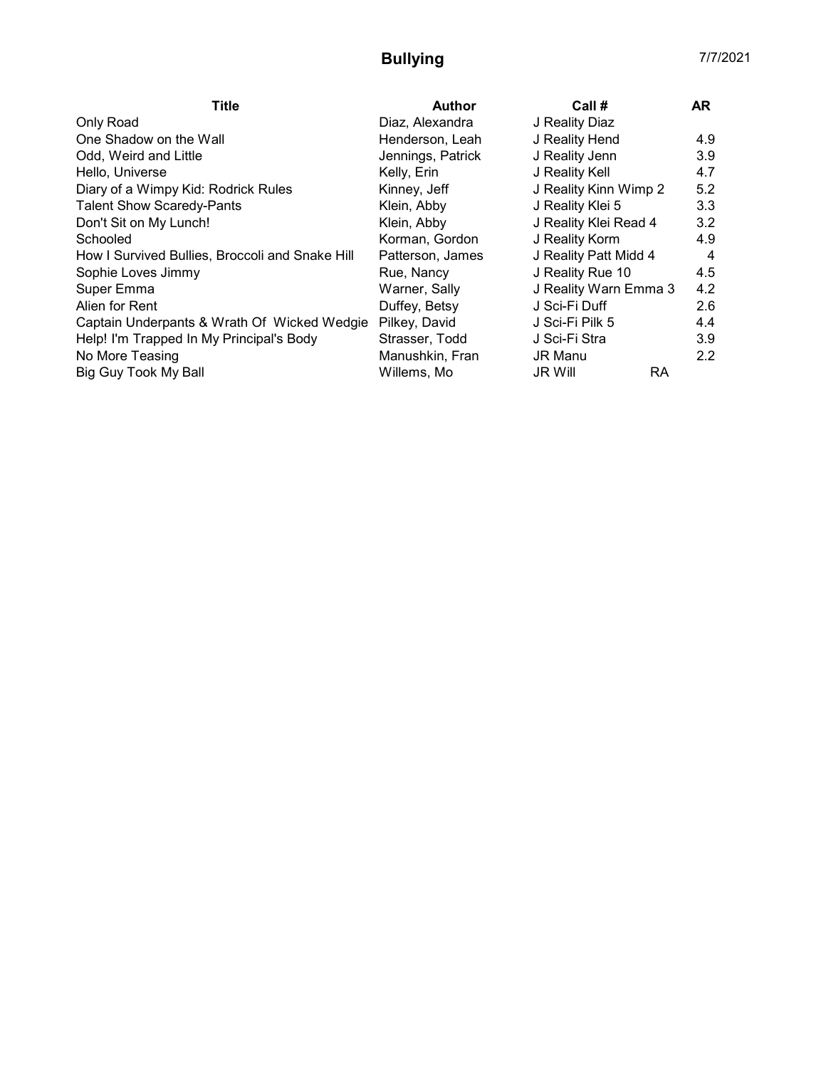# Bullying

7/7/2021

| Title | Author | Call # | AR |
|---|---|---|---|
| Only Road | Diaz, Alexandra | J Reality Diaz | |
| One Shadow on the Wall | Henderson, Leah | J Reality Hend | 4.9 |
| Odd, Weird and Little | Jennings, Patrick | J Reality Jenn | 3.9 |
| Hello, Universe | Kelly, Erin | J Reality Kell | 4.7 |
| Diary of a Wimpy Kid: Rodrick Rules | Kinney, Jeff | J Reality Kinn Wimp 2 | 5.2 |
| Talent Show Scaredy-Pants | Klein, Abby | J Reality Klei 5 | 3.3 |
| Don't Sit on My Lunch! | Klein, Abby | J Reality Klei Read 4 | 3.2 |
| Schooled | Korman, Gordon | J Reality Korm | 4.9 |
| How I Survived Bullies, Broccoli and Snake Hill | Patterson, James | J Reality Patt Midd 4 | 4 |
| Sophie Loves Jimmy | Rue, Nancy | J Reality Rue 10 | 4.5 |
| Super Emma | Warner, Sally | J Reality Warn Emma 3 | 4.2 |
| Alien for Rent | Duffey, Betsy | J Sci-Fi Duff | 2.6 |
| Captain Underpants & Wrath Of Wicked Wedgie | Pilkey, David | J Sci-Fi Pilk 5 | 4.4 |
| Help! I'm Trapped In My Principal's Body | Strasser, Todd | J Sci-Fi Stra | 3.9 |
| No More Teasing | Manushkin, Fran | JR Manu | 2.2 |
| Big Guy Took My Ball | Willems, Mo | JR Will RA | |